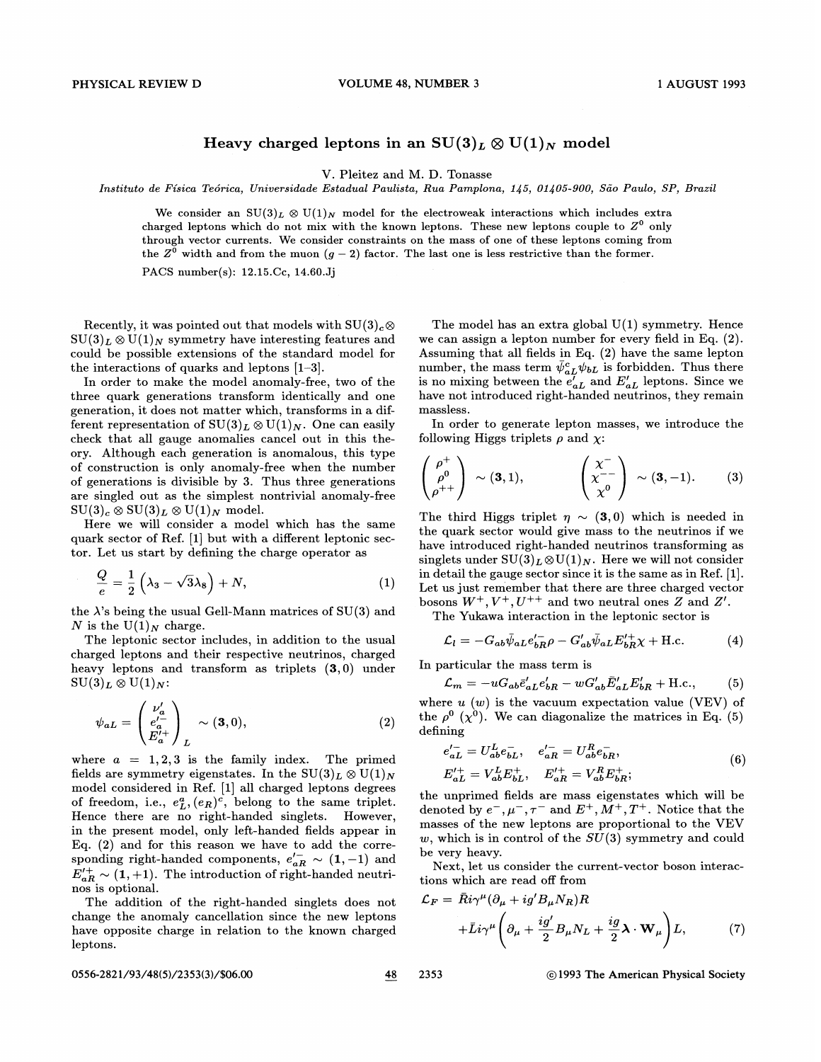# Heavy charged leptons in an $SU(3)_L \otimes U(1)_N$ model

V. Pleitez and M. D. Tonasse

*Instituto de Física Teórica, Universidade Estadual Paulista, Rua Pamplona, 145, 01405-900, São Paulo, SP, Brazil*

We consider an $SU(3)_L \otimes U(1)_N$ model for the electroweak interactions which includes extra charged leptons which do not mix with the known leptons. These new leptons couple to $Z^0$ only through vector currents. We consider constraints on the mass of one of these leptons coming from the $Z^0$ width and from the muon $(g-2)$ factor. The last one is less restrictive than the former.

PACS number(s): 12.15.Cc, 14.60.Jj

Recently, it was pointed out that models with $SU(3)_c \otimes SU(3)_L \otimes U(1)_N$ symmetry have interesting features and could be possible extensions of the standard model for the interactions of quarks and leptons [1–3].

In order to make the model anomaly-free, two of the three quark generations transform identically and one generation, it does not matter which, transforms in a different representation of $SU(3)_L \otimes U(1)_N$. One can easily check that all gauge anomalies cancel out in this theory. Although each generation is anomalous, this type of construction is only anomaly-free when the number of generations is divisible by 3. Thus three generations are singled out as the simplest nontrivial anomaly-free $SU(3)_c \otimes SU(3)_L \otimes U(1)_N$ model.

Here we will consider a model which has the same quark sector of Ref. [1] but with a different leptonic sector. Let us start by defining the charge operator as

$$\frac{Q}{e} = \frac{1}{2}\left(\lambda_3 - \sqrt{3}\lambda_8\right) + N, \tag{1}$$

the $\lambda$'s being the usual Gell-Mann matrices of SU(3) and $N$ is the $U(1)_N$ charge.

The leptonic sector includes, in addition to the usual charged leptons and their respective neutrinos, charged heavy leptons and transform as triplets $(\mathbf{3},0)$ under $SU(3)_L \otimes U(1)_N$:

$$\psi_{aL} = \begin{pmatrix} \nu'_a \\ e'^{-}_a \\ E'^{+}_a \end{pmatrix}_L \sim (\mathbf{3},0), \tag{2}$$

where $a = 1,2,3$ is the family index. The primed fields are symmetry eigenstates. In the $SU(3)_L \otimes U(1)_N$ model considered in Ref. [1] all charged leptons degrees of freedom, i.e., $e^a_L, (e_R)^c$, belong to the same triplet. Hence there are no right-handed singlets. However, in the present model, only left-handed fields appear in Eq. (2) and for this reason we have to add the corresponding right-handed components, $e'^{-}_{aR} \sim (\mathbf{1},-1)$ and $E'^{+}_{aR} \sim (\mathbf{1},+1)$. The introduction of right-handed neutrinos is optional.

The addition of the right-handed singlets does not change the anomaly cancellation since the new leptons have opposite charge in relation to the known charged leptons.

The model has an extra global U(1) symmetry. Hence we can assign a lepton number for every field in Eq. (2). Assuming that all fields in Eq. (2) have the same lepton number, the mass term $\bar{\psi}^c_{aL}\psi_{bL}$ is forbidden. Thus there is no mixing between the $e'_{aL}$ and $E'_{aL}$ leptons. Since we have not introduced right-handed neutrinos, they remain massless.

In order to generate lepton masses, we introduce the following Higgs triplets $\rho$ and $\chi$:

$$\begin{pmatrix} \rho^+ \\ \rho^0 \\ \rho^{++} \end{pmatrix} \sim (\mathbf{3},1), \qquad \begin{pmatrix} \chi^- \\ \chi^{--} \\ \chi^0 \end{pmatrix} \sim (\mathbf{3},-1). \tag{3}$$

The third Higgs triplet $\eta \sim (\mathbf{3},0)$ which is needed in the quark sector would give mass to the neutrinos if we have introduced right-handed neutrinos transforming as singlets under $SU(3)_L \otimes U(1)_N$. Here we will not consider in detail the gauge sector since it is the same as in Ref. [1]. Let us just remember that there are three charged vector bosons $W^+, V^+, U^{++}$ and two neutral ones $Z$ and $Z'$.

The Yukawa interaction in the leptonic sector is

$$\mathcal{L}_l = -G_{ab}\bar{\psi}_{aL}e'^{-}_{bR}\rho - G'_{ab}\bar{\psi}_{aL}E'^{+}_{bR}\chi + \text{H.c.} \tag{4}$$

In particular the mass term is

$$\mathcal{L}_m = -uG_{ab}\bar{e}'_{aL}e'_{bR} - wG'_{ab}\bar{E}'_{aL}E'_{bR} + \text{H.c.}, \tag{5}$$

where $u$ $(w)$ is the vacuum expectation value (VEV) of the $\rho^0$ $(\chi^0)$. We can diagonalize the matrices in Eq. (5) defining

$$\begin{aligned} e'^{-}_{aL} &= U^L_{ab}e^-_{bL}, \quad e'^{-}_{aR} = U^R_{ab}e^-_{bR}, \\ E'^{+}_{aL} &= V^L_{ab}E^+_{bL}, \quad E'^{+}_{aR} = V^R_{ab}E^+_{bR}; \end{aligned} \tag{6}$$

the unprimed fields are mass eigenstates which will be denoted by $e^-, \mu^-, \tau^-$ and $E^+, M^+, T^+$. Notice that the masses of the new leptons are proportional to the VEV $w$, which is in control of the $SU(3)$ symmetry and could be very heavy.

Next, let us consider the current-vector boson interactions which are read off from

$$\mathcal{L}_F = \bar{R}i\gamma^\mu(\partial_\mu + ig'B_\mu N_R)R + \bar{L}i\gamma^\mu\left(\partial_\mu + \frac{ig'}{2}B_\mu N_L + \frac{ig}{2}\boldsymbol{\lambda}\cdot\mathbf{W}_\mu\right)L, \tag{7}$$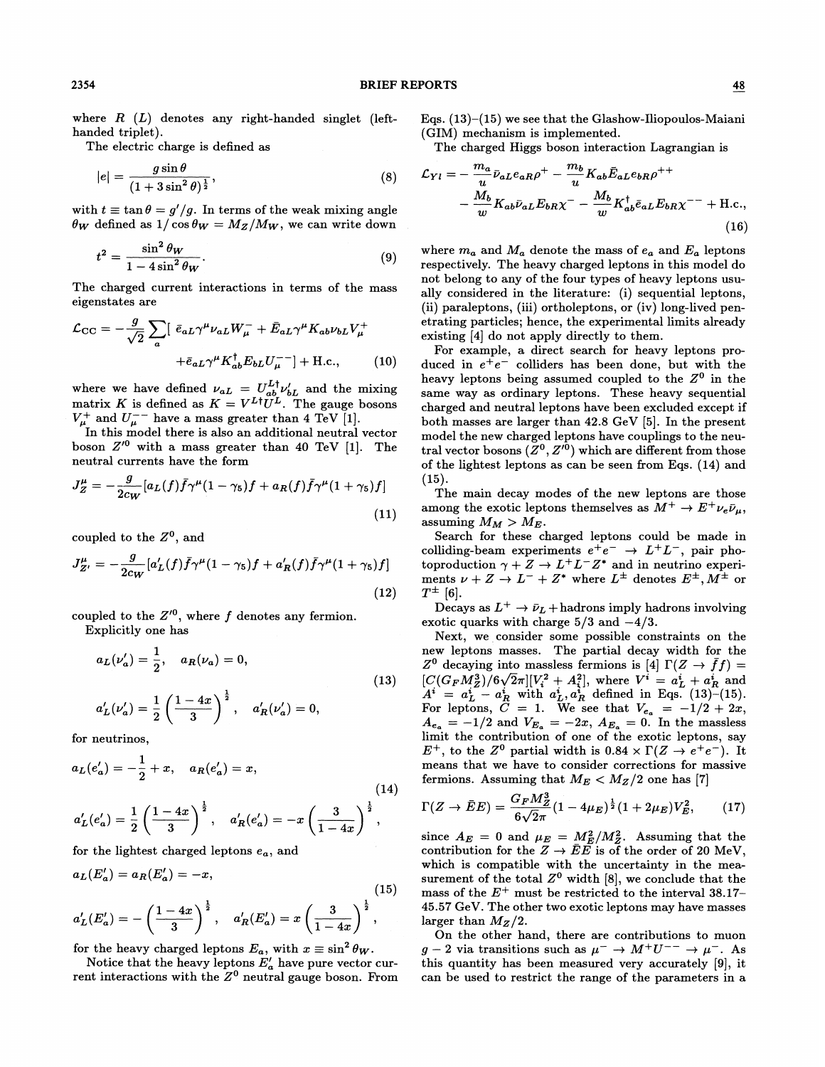where $R$ ($L$) denotes any right-handed singlet (left-handed triplet).

The electric charge is defined as

$$|e| = \frac{g\sin\theta}{(1+3\sin^2\theta)^{\frac{1}{2}}}, \tag{8}$$

with $t \equiv \tan\theta = g'/g$. In terms of the weak mixing angle $\theta_W$ defined as $1/\cos\theta_W = M_Z/M_W$, we can write down

$$t^2 = \frac{\sin^2\theta_W}{1-4\sin^2\theta_W}. \tag{9}$$

The charged current interactions in terms of the mass eigenstates are

$$\mathcal{L}_{\rm CC} = -\frac{g}{\sqrt{2}}\sum_a [\ \bar{e}_{aL}\gamma^\mu \nu_{aL} W^-_\mu + \bar{E}_{aL}\gamma^\mu K_{ab}\nu_{bL}V^+_\mu$$
$$+\bar{e}_{aL}\gamma^\mu K^\dagger_{ab}E_{bL}U^{--}_\mu] + \text{H.c.}, \tag{10}$$

where we have defined $\nu_{aL} = U^{L\dagger}_{ab}\nu'_{bL}$ and the mixing matrix $K$ is defined as $K = V^{L\dagger}U^L$. The gauge bosons $V^+_\mu$ and $U^{--}_\mu$ have a mass greater than 4 TeV [1].

In this model there is also an additional neutral vector boson $Z'^0$ with a mass greater than 40 TeV [1]. The neutral currents have the form

$$J^\mu_Z = -\frac{g}{2c_W}[a_L(f)\bar{f}\gamma^\mu(1-\gamma_5)f + a_R(f)\bar{f}\gamma^\mu(1+\gamma_5)f] \tag{11}$$

coupled to the $Z^0$, and

$$J^\mu_{Z'} = -\frac{g}{2c_W}[a'_L(f)\bar{f}\gamma^\mu(1-\gamma_5)f + a'_R(f)\bar{f}\gamma^\mu(1+\gamma_5)f] \tag{12}$$

coupled to the $Z'^0$, where $f$ denotes any fermion.

Explicitly one has

$$a_L(\nu'_a) = \frac{1}{2}, \quad a_R(\nu_a) = 0,$$
$$a'_L(\nu'_a) = \frac{1}{2}\left(\frac{1-4x}{3}\right)^{\frac{1}{2}}, \quad a'_R(\nu'_a) = 0, \tag{13}$$

for neutrinos,

$$a_L(e'_a) = -\frac{1}{2} + x, \quad a_R(e'_a) = x,$$
$$a'_L(e'_a) = \frac{1}{2}\left(\frac{1-4x}{3}\right)^{\frac{1}{2}}, \quad a'_R(e'_a) = -x\left(\frac{3}{1-4x}\right)^{\frac{1}{2}}, \tag{14}$$

for the lightest charged leptons $e_a$, and

$$a_L(E'_a) = a_R(E'_a) = -x,$$
$$a'_L(E'_a) = -\left(\frac{1-4x}{3}\right)^{\frac{1}{2}}, \quad a'_R(E'_a) = x\left(\frac{3}{1-4x}\right)^{\frac{1}{2}}, \tag{15}$$

for the heavy charged leptons $E_a$, with $x \equiv \sin^2\theta_W$.

Notice that the heavy leptons $E'_a$ have pure vector current interactions with the $Z^0$ neutral gauge boson. From Eqs. (13)–(15) we see that the Glashow-Iliopoulos-Maiani (GIM) mechanism is implemented.

The charged Higgs boson interaction Lagrangian is

$$\mathcal{L}_{YI} = -\frac{m_a}{u}\bar{\nu}_{aL}e_{aR}\rho^+ - \frac{m_b}{u}K_{ab}\bar{E}_{aL}e_{bR}\rho^{++}$$
$$-\frac{M_b}{w}K_{ab}\bar{\nu}_{aL}E_{bR}\chi^- - \frac{M_b}{w}K^\dagger_{ab}\bar{e}_{aL}E_{bR}\chi^{--} + \text{H.c.}, \tag{16}$$

where $m_a$ and $M_a$ denote the mass of $e_a$ and $E_a$ leptons respectively. The heavy charged leptons in this model do not belong to any of the four types of heavy leptons usually considered in the literature: (i) sequential leptons, (ii) paraleptons, (iii) ortholeptons, or (iv) long-lived penetrating particles; hence, the experimental limits already existing [4] do not apply directly to them.

For example, a direct search for heavy leptons produced in $e^+e^-$ colliders has been done, but with the heavy leptons being assumed coupled to the $Z^0$ in the same way as ordinary leptons. These heavy sequential charged and neutral leptons have been excluded except if both masses are larger than 42.8 GeV [5]. In the present model the new charged leptons have couplings to the neutral vector bosons ($Z^0, Z'^0$) which are different from those of the lightest leptons as can be seen from Eqs. (14) and (15).

The main decay modes of the new leptons are those among the exotic leptons themselves as $M^+ \to E^+\nu_e\bar{\nu}_\mu$, assuming $M_M > M_E$.

Search for these charged leptons could be made in colliding-beam experiments $e^+e^- \to L^+L^-$, pair photoproduction $\gamma + Z \to L^+L^-Z^*$ and in neutrino experiments $\nu + Z \to L^- + Z^*$ where $L^\pm$ denotes $E^\pm, M^\pm$ or $T^\pm$ [6].

Decays as $L^+ \to \bar{\nu}_L +$hadrons imply hadrons involving exotic quarks with charge 5/3 and $-4/3$.

Next, we consider some possible constraints on the new leptons masses. The partial decay width for the $Z^0$ decaying into massless fermions is [4] $\Gamma(Z \to \bar{f}f) = [C(G_F M_Z^3)/6\sqrt{2}\pi][V_i^2 + A_i^2]$, where $V^i = a^i_L + a^i_R$ and $A^i = a^i_L - a^i_R$ with $a^i_L, a^i_R$ defined in Eqs. (13)–(15). For leptons, $C = 1$. We see that $V_{e_a} = -1/2 + 2x$, $A_{e_a} = -1/2$ and $V_{E_a} = -2x$, $A_{E_a} = 0$. In the massless limit the contribution of one of the exotic leptons, say $E^+$, to the $Z^0$ partial width is $0.84 \times \Gamma(Z \to e^+e^-)$. It means that we have to consider corrections for massive fermions. Assuming that $M_E < M_Z/2$ one has [7]

$$\Gamma(Z \to \bar{E}E) = \frac{G_F M_Z^3}{6\sqrt{2}\pi}(1-4\mu_E)^{\frac{1}{2}}(1+2\mu_E)V_E^2, \tag{17}$$

since $A_E = 0$ and $\mu_E = M_E^2/M_Z^2$. Assuming that the contribution for the $Z \to \bar{E}E$ is of the order of 20 MeV, which is compatible with the uncertainty in the measurement of the total $Z^0$ width [8], we conclude that the mass of the $E^+$ must be restricted to the interval 38.17–45.57 GeV. The other two exotic leptons may have masses larger than $M_Z/2$.

On the other hand, there are contributions to muon $g-2$ via transitions such as $\mu^- \to M^+U^{--} \to \mu^-$. As this quantity has been measured very accurately [9], it can be used to restrict the range of the parameters in a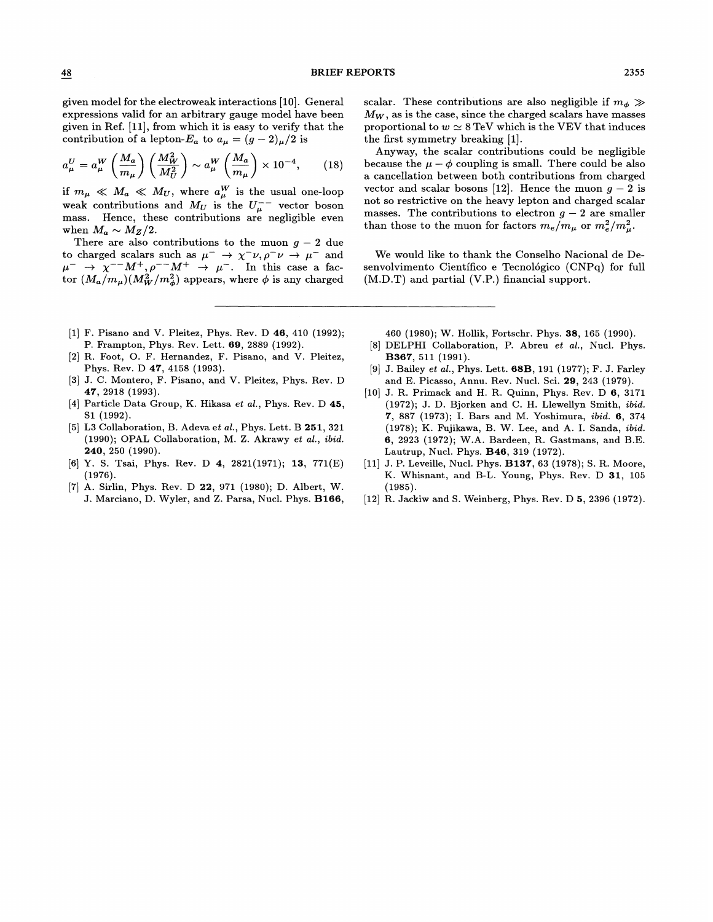given model for the electroweak interactions [10]. General expressions valid for an arbitrary gauge model have been given in Ref. [11], from which it is easy to verify that the contribution of a lepton-$E_a$ to $a_\mu = (g-2)_\mu/2$ is

$$a_\mu^U = a_\mu^W \left(\frac{M_a}{m_\mu}\right)\left(\frac{M_W^2}{M_U^2}\right) \sim a_\mu^W \left(\frac{M_a}{m_\mu}\right) \times 10^{-4}, \qquad (18)$$

if $m_\mu \ll M_a \ll M_U$, where $a_\mu^W$ is the usual one-loop weak contributions and $M_U$ is the $U_\mu^{--}$ vector boson mass. Hence, these contributions are negligible even when $M_a \sim M_Z/2$.

There are also contributions to the muon $g-2$ due to charged scalars such as $\mu^- \to \chi^-\nu, \rho^-\nu \to \mu^-$ and $\mu^- \to \chi^{--}M^+, \rho^{--}M^+ \to \mu^-$. In this case a factor $(M_a/m_\mu)(M_W^2/m_\phi^2)$ appears, where $\phi$ is any charged scalar. These contributions are also negligible if $m_\phi \gg M_W$, as is the case, since the charged scalars have masses proportional to $w \simeq 8$ TeV which is the VEV that induces the first symmetry breaking [1].

Anyway, the scalar contributions could be negligible because the $\mu - \phi$ coupling is small. There could be also a cancellation between both contributions from charged vector and scalar bosons [12]. Hence the muon $g-2$ is not so restrictive on the heavy lepton and charged scalar masses. The contributions to electron $g-2$ are smaller than those to the muon for factors $m_e/m_\mu$ or $m_e^2/m_\mu^2$.

We would like to thank the Conselho Nacional de Desenvolvimento Científico e Tecnológico (CNPq) for full (M.D.T) and partial (V.P.) financial support.

---

[1] F. Pisano and V. Pleitez, Phys. Rev. D **46**, 410 (1992); P. Frampton, Phys. Rev. Lett. **69**, 2889 (1992).

[2] R. Foot, O. F. Hernandez, F. Pisano, and V. Pleitez, Phys. Rev. D **47**, 4158 (1993).

[3] J. C. Montero, F. Pisano, and V. Pleitez, Phys. Rev. D **47**, 2918 (1993).

[4] Particle Data Group, K. Hikasa *et al.*, Phys. Rev. D **45**, S1 (1992).

[5] L3 Collaboration, B. Adeva *et al.*, Phys. Lett. B **251**, 321 (1990); OPAL Collaboration, M. Z. Akrawy *et al.*, *ibid.* **240**, 250 (1990).

[6] Y. S. Tsai, Phys. Rev. D **4**, 2821(1971); **13**, 771(E) (1976).

[7] A. Sirlin, Phys. Rev. D **22**, 971 (1980); D. Albert, W. J. Marciano, D. Wyler, and Z. Parsa, Nucl. Phys. **B166**, 460 (1980); W. Hollik, Fortschr. Phys. **38**, 165 (1990).

[8] DELPHI Collaboration, P. Abreu *et al.*, Nucl. Phys. **B367**, 511 (1991).

[9] J. Bailey *et al.*, Phys. Lett. **68B**, 191 (1977); F. J. Farley and E. Picasso, Annu. Rev. Nucl. Sci. **29**, 243 (1979).

[10] J. R. Primack and H. R. Quinn, Phys. Rev. D **6**, 3171 (1972); J. D. Bjorken and C. H. Llewellyn Smith, *ibid.* **7**, 887 (1973); I. Bars and M. Yoshimura, *ibid.* **6**, 374 (1978); K. Fujikawa, B. W. Lee, and A. I. Sanda, *ibid.* **6**, 2923 (1972); W.A. Bardeen, R. Gastmans, and B.E. Lautrup, Nucl. Phys. **B46**, 319 (1972).

[11] J. P. Leveille, Nucl. Phys. **B137**, 63 (1978); S. R. Moore, K. Whisnant, and B-L. Young, Phys. Rev. D **31**, 105 (1985).

[12] R. Jackiw and S. Weinberg, Phys. Rev. D **5**, 2396 (1972).